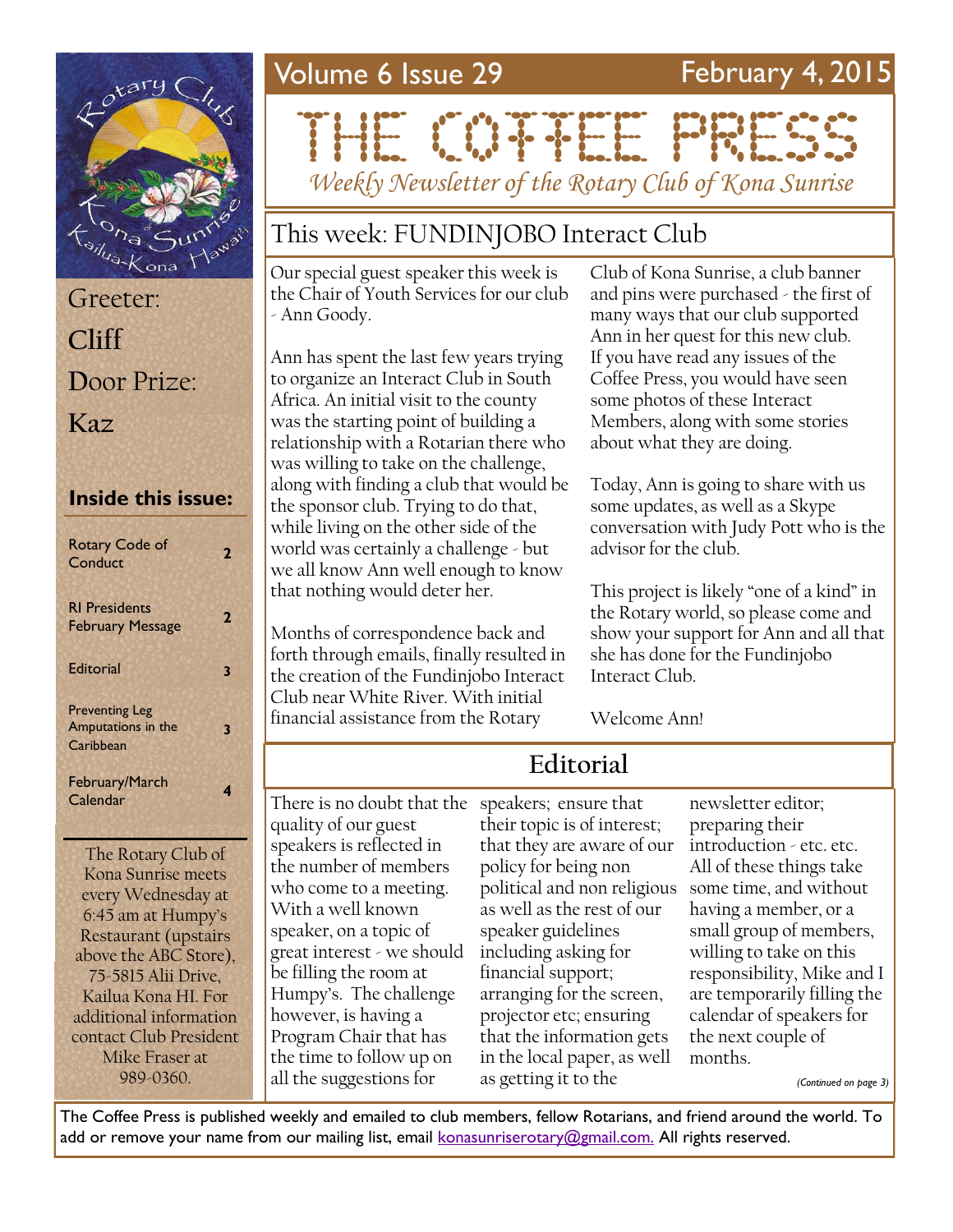# THE COFFEE PRESS

*Weekly Newsletter of the Rotary Club of Kona Sunrise*

Volume 6 Issue 29 — February 4, 2015

Greeter: Cliff

Door Prize: Kaz

### Inside this issue:

| | |
|---|---|
| Rotary Code of Conduct | 2 |
| RI Presidents February Message | 2 |
| Editorial | 3 |
| Preventing Leg Amputations in the Caribbean | 3 |
| February/March Calendar | 4 |

The Rotary Club of Kona Sunrise meets every Wednesday at 6:45 am at Humpy's Restaurant (upstairs above the ABC Store), 75-5815 Alii Drive, Kailua Kona HI. For additional information contact Club President Mike Fraser at 989-0360.

## This week: FUNDINJOBO Interact Club

Our special guest speaker this week is the Chair of Youth Services for our club - Ann Goody.

Ann has spent the last few years trying to organize an Interact Club in South Africa. An initial visit to the county was the starting point of building a relationship with a Rotarian there who was willing to take on the challenge, along with finding a club that would be the sponsor club. Trying to do that, while living on the other side of the world was certainly a challenge - but we all know Ann well enough to know that nothing would deter her.

Months of correspondence back and forth through emails, finally resulted in the creation of the Fundinjobo Interact Club near White River. With initial financial assistance from the Rotary Club of Kona Sunrise, a club banner and pins were purchased - the first of many ways that our club supported Ann in her quest for this new club. If you have read any issues of the Coffee Press, you would have seen some photos of these Interact Members, along with some stories about what they are doing.

Today, Ann is going to share with us some updates, as well as a Skype conversation with Judy Pott who is the advisor for the club.

This project is likely "one of a kind" in the Rotary world, so please come and show your support for Ann and all that she has done for the Fundinjobo Interact Club.

Welcome Ann!

## Editorial

There is no doubt that the quality of our guest speakers is reflected in the number of members who come to a meeting. With a well known speaker, on a topic of great interest - we should be filling the room at Humpy's. The challenge however, is having a Program Chair that has the time to follow up on all the suggestions for speakers; ensure that their topic is of interest; that they are aware of our policy for being non political and non religious as well as the rest of our speaker guidelines including asking for financial support; arranging for the screen, projector etc; ensuring that the information gets in the local paper, as well as getting it to the newsletter editor; preparing their introduction - etc. etc. All of these things take some time, and without having a member, or a small group of members, willing to take on this responsibility, Mike and I are temporarily filling the calendar of speakers for the next couple of months.

*(Continued on page 3)*

The Coffee Press is published weekly and emailed to club members, fellow Rotarians, and friend around the world. To add or remove your name from our mailing list, email konasunriserotary@gmail.com. All rights reserved.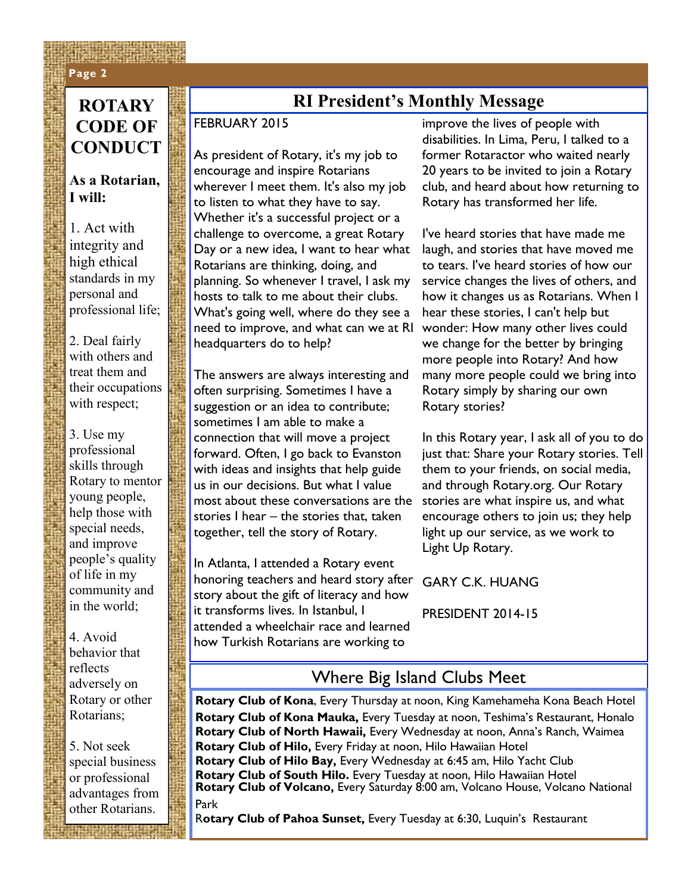## ROTARY CODE OF CONDUCT

**As a Rotarian, I will:**

1. Act with integrity and high ethical standards in my personal and professional life;

2. Deal fairly with others and treat them and their occupations with respect;

3. Use my professional skills through Rotary to mentor young people, help those with special needs, and improve people's quality of life in my community and in the world;

4. Avoid behavior that reflects adversely on Rotary or other Rotarians;

5. Not seek special business or professional advantages from other Rotarians.

## RI President's Monthly Message

FEBRUARY 2015

As president of Rotary, it's my job to encourage and inspire Rotarians wherever I meet them. It's also my job to listen to what they have to say. Whether it's a successful project or a challenge to overcome, a great Rotary Day or a new idea, I want to hear what Rotarians are thinking, doing, and planning. So whenever I travel, I ask my hosts to talk to me about their clubs. What's going well, where do they see a need to improve, and what can we at RI headquarters do to help?

The answers are always interesting and often surprising. Sometimes I have a suggestion or an idea to contribute; sometimes I am able to make a connection that will move a project forward. Often, I go back to Evanston with ideas and insights that help guide us in our decisions. But what I value most about these conversations are the stories I hear – the stories that, taken together, tell the story of Rotary.

In Atlanta, I attended a Rotary event honoring teachers and heard story after story about the gift of literacy and how it transforms lives. In Istanbul, I attended a wheelchair race and learned how Turkish Rotarians are working to improve the lives of people with disabilities. In Lima, Peru, I talked to a former Rotaractor who waited nearly 20 years to be invited to join a Rotary club, and heard about how returning to Rotary has transformed her life.

I've heard stories that have made me laugh, and stories that have moved me to tears. I've heard stories of how our service changes the lives of others, and how it changes us as Rotarians. When I hear these stories, I can't help but wonder: How many other lives could we change for the better by bringing more people into Rotary? And how many more people could we bring into Rotary simply by sharing our own Rotary stories?

In this Rotary year, I ask all of you to do just that: Share your Rotary stories. Tell them to your friends, on social media, and through Rotary.org. Our Rotary stories are what inspire us, and what encourage others to join us; they help light up our service, as we work to Light Up Rotary.

GARY C.K. HUANG

PRESIDENT 2014-15

## Where Big Island Clubs Meet

**Rotary Club of Kona**, Every Thursday at noon, King Kamehameha Kona Beach Hotel
**Rotary Club of Kona Mauka,** Every Tuesday at noon, Teshima's Restaurant, Honalo
**Rotary Club of North Hawaii,** Every Wednesday at noon, Anna's Ranch, Waimea
**Rotary Club of Hilo,** Every Friday at noon, Hilo Hawaiian Hotel
**Rotary Club of Hilo Bay,** Every Wednesday at 6:45 am, Hilo Yacht Club
**Rotary Club of South Hilo.** Every Tuesday at noon, Hilo Hawaiian Hotel
**Rotary Club of Volcano,** Every Saturday 8:00 am, Volcano House, Volcano National Park
**Rotary Club of Pahoa Sunset,** Every Tuesday at 6:30, Luquin's Restaurant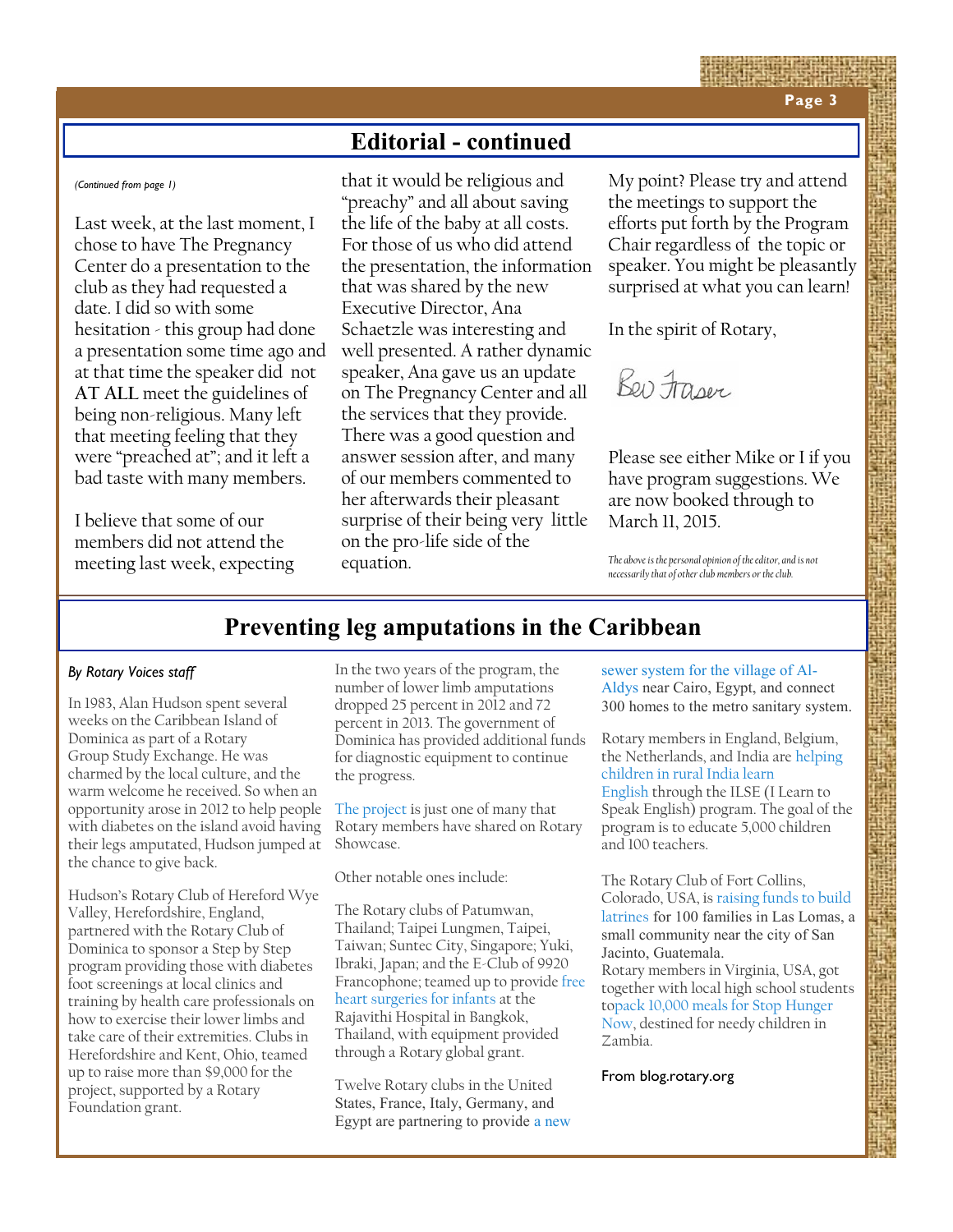## Editorial - continued

*(Continued from page 1)*

Last week, at the last moment, I chose to have The Pregnancy Center do a presentation to the club as they had requested a date. I did so with some hesitation - this group had done a presentation some time ago and at that time the speaker did not **AT ALL** meet the guidelines of being non-religious. Many left that meeting feeling that they were "preached at"; and it left a bad taste with many members.

I believe that some of our members did not attend the meeting last week, expecting that it would be religious and "preachy" and all about saving the life of the baby at all costs. For those of us who did attend the presentation, the information that was shared by the new Executive Director, Ana Schaetzle was interesting and well presented. A rather dynamic speaker, Ana gave us an update on The Pregnancy Center and all the services that they provide. There was a good question and answer session after, and many of our members commented to her afterwards their pleasant surprise of their being very little on the pro-life side of the equation.

My point? Please try and attend the meetings to support the efforts put forth by the Program Chair regardless of the topic or speaker. You might be pleasantly surprised at what you can learn!

In the spirit of Rotary,

Bev Fraser

Please see either Mike or I if you have program suggestions. We are now booked through to March 11, 2015.

*The above is the personal opinion of the editor, and is not necessarily that of other club members or the club.*

## Preventing leg amputations in the Caribbean

*By Rotary Voices staff*

In 1983, Alan Hudson spent several weeks on the Caribbean Island of Dominica as part of a Rotary Group Study Exchange. He was charmed by the local culture, and the warm welcome he received. So when an opportunity arose in 2012 to help people with diabetes on the island avoid having their legs amputated, Hudson jumped at the chance to give back.

Hudson's Rotary Club of Hereford Wye Valley, Herefordshire, England, partnered with the Rotary Club of Dominica to sponsor a Step by Step program providing those with diabetes foot screenings at local clinics and training by health care professionals on how to exercise their lower limbs and take care of their extremities. Clubs in Herefordshire and Kent, Ohio, teamed up to raise more than $9,000 for the project, supported by a Rotary Foundation grant.

In the two years of the program, the number of lower limb amputations dropped 25 percent in 2012 and 72 percent in 2013. The government of Dominica has provided additional funds for diagnostic equipment to continue the progress.

The project is just one of many that Rotary members have shared on Rotary Showcase.

Other notable ones include:

The Rotary clubs of Patumwan, Thailand; Taipei Lungmen, Taipei, Taiwan; Suntec City, Singapore; Yuki, Ibraki, Japan; and the E-Club of 9920 Francophone; teamed up to provide free heart surgeries for infants at the Rajavithi Hospital in Bangkok, Thailand, with equipment provided through a Rotary global grant.

Twelve Rotary clubs in the United States, France, Italy, Germany, and Egypt are partnering to provide a new sewer system for the village of Al-Aldys near Cairo, Egypt, and connect 300 homes to the metro sanitary system.

Rotary members in England, Belgium, the Netherlands, and India are helping children in rural India learn English through the ILSE (I Learn to Speak English) program. The goal of the program is to educate 5,000 children and 100 teachers.

The Rotary Club of Fort Collins, Colorado, USA, is raising funds to build latrines for 100 families in Las Lomas, a small community near the city of San Jacinto, Guatemala.

Rotary members in Virginia, USA, got together with local high school students topack 10,000 meals for Stop Hunger Now, destined for needy children in Zambia.

From blog.rotary.org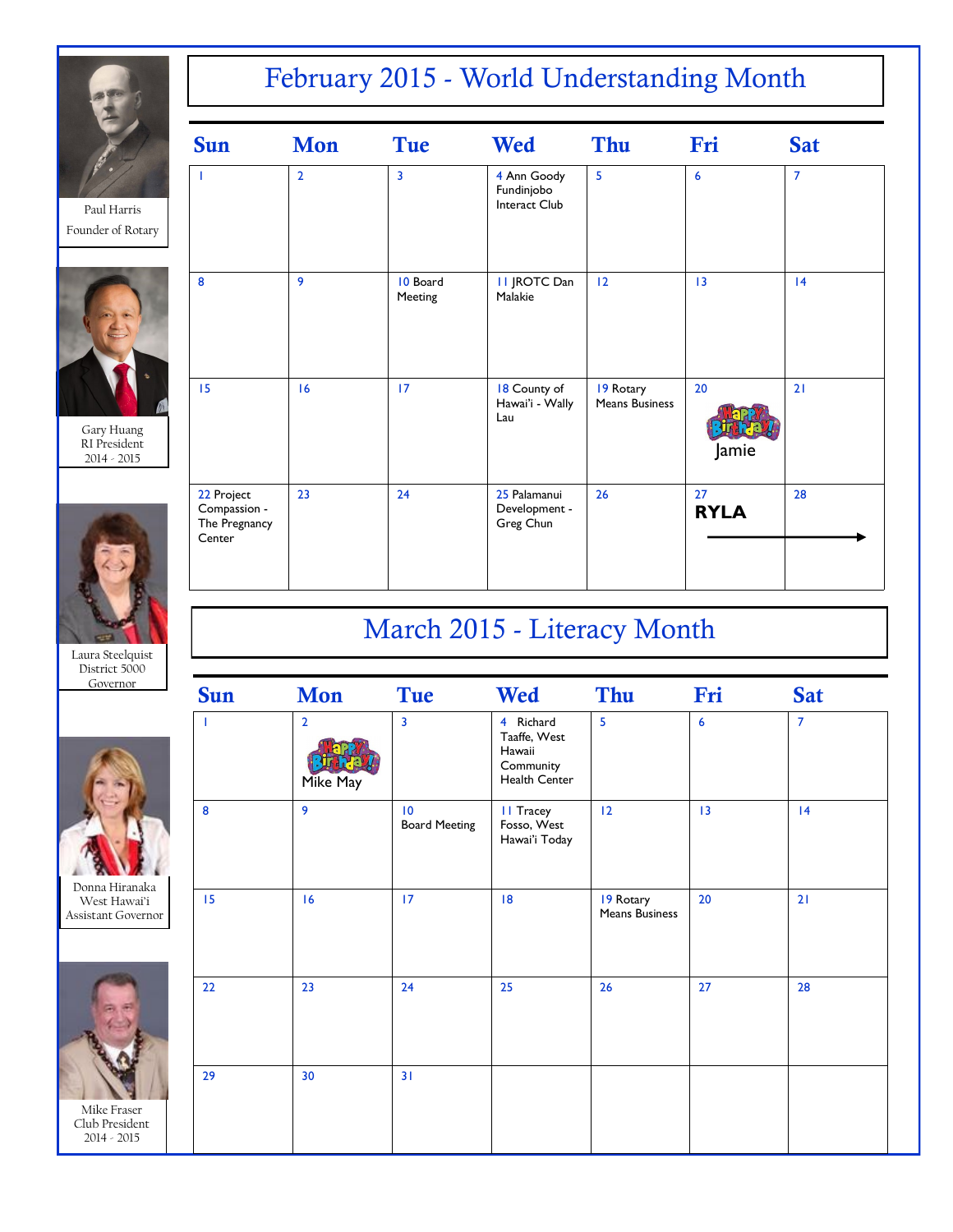Paul Harris
Founder of Rotary

Gary Huang
RI President
2014 - 2015

Laura Steelquist
District 5000
Governor

Donna Hiranaka
West Hawai'i
Assistant Governor

Mike Fraser
Club President
2014 - 2015

# February 2015 - World Understanding Month

| Sun | Mon | Tue | Wed | Thu | Fri | Sat |
|---|---|---|---|---|---|---|
| 1 | 2 | 3 | 4 Ann Goody Fundinjobo Interact Club | 5 | 6 | 7 |
| 8 | 9 | 10 Board Meeting | 11 JROTC Dan Malakie | 12 | 13 | 14 |
| 15 | 16 | 17 | 18 County of Hawai'i - Wally Lau | 19 Rotary Means Business | 20 Happy Birthday! Jamie | 21 |
| 22 Project Compassion - The Pregnancy Center | 23 | 24 | 25 Palamanui Development - Greg Chun | 26 | 27 **RYLA** → | 28 |

# March 2015 - Literacy Month

| Sun | Mon | Tue | Wed | Thu | Fri | Sat |
|---|---|---|---|---|---|---|
| 1 | 2 Happy Birthday! Mike May | 3 | 4 Richard Taaffe, West Hawaii Community Health Center | 5 | 6 | 7 |
| 8 | 9 | 10 Board Meeting | 11 Tracey Fosso, West Hawai'i Today | 12 | 13 | 14 |
| 15 | 16 | 17 | 18 | 19 Rotary Means Business | 20 | 21 |
| 22 | 23 | 24 | 25 | 26 | 27 | 28 |
| 29 | 30 | 31 | | | | |